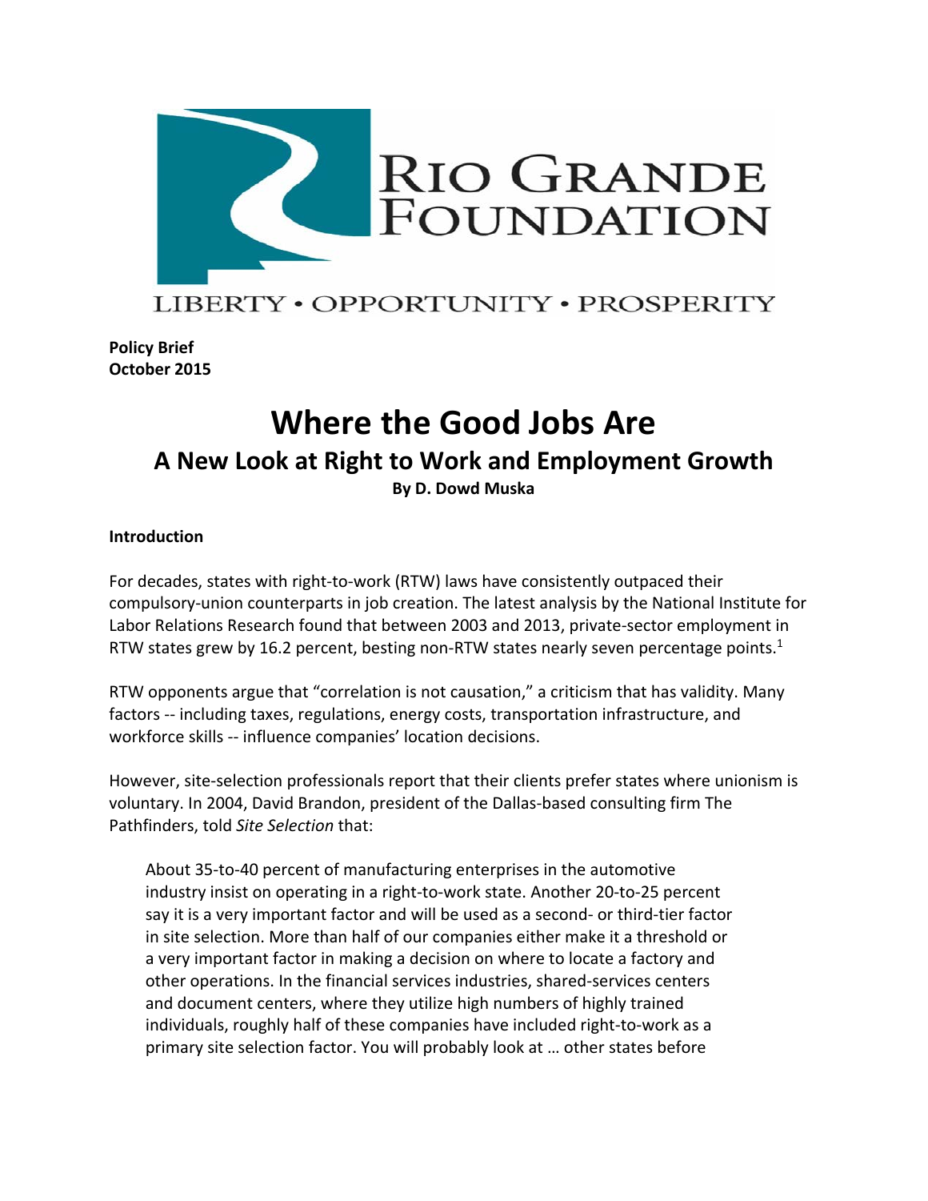RIO GRANDE FOUNDATION

LIBERTY • OPPORTUNITY • PROSPERITY

**Policy Brief**
**October 2015**

# Where the Good Jobs Are

## A New Look at Right to Work and Employment Growth

**By D. Dowd Muska**

**Introduction**

For decades, states with right-to-work (RTW) laws have consistently outpaced their compulsory-union counterparts in job creation. The latest analysis by the National Institute for Labor Relations Research found that between 2003 and 2013, private-sector employment in RTW states grew by 16.2 percent, besting non-RTW states nearly seven percentage points.[1]

RTW opponents argue that "correlation is not causation," a criticism that has validity. Many factors -- including taxes, regulations, energy costs, transportation infrastructure, and workforce skills -- influence companies' location decisions.

However, site-selection professionals report that their clients prefer states where unionism is voluntary. In 2004, David Brandon, president of the Dallas-based consulting firm The Pathfinders, told *Site Selection* that:

> About 35-to-40 percent of manufacturing enterprises in the automotive industry insist on operating in a right-to-work state. Another 20-to-25 percent say it is a very important factor and will be used as a second- or third-tier factor in site selection. More than half of our companies either make it a threshold or a very important factor in making a decision on where to locate a factory and other operations. In the financial services industries, shared-services centers and document centers, where they utilize high numbers of highly trained individuals, roughly half of these companies have included right-to-work as a primary site selection factor. You will probably look at … other states before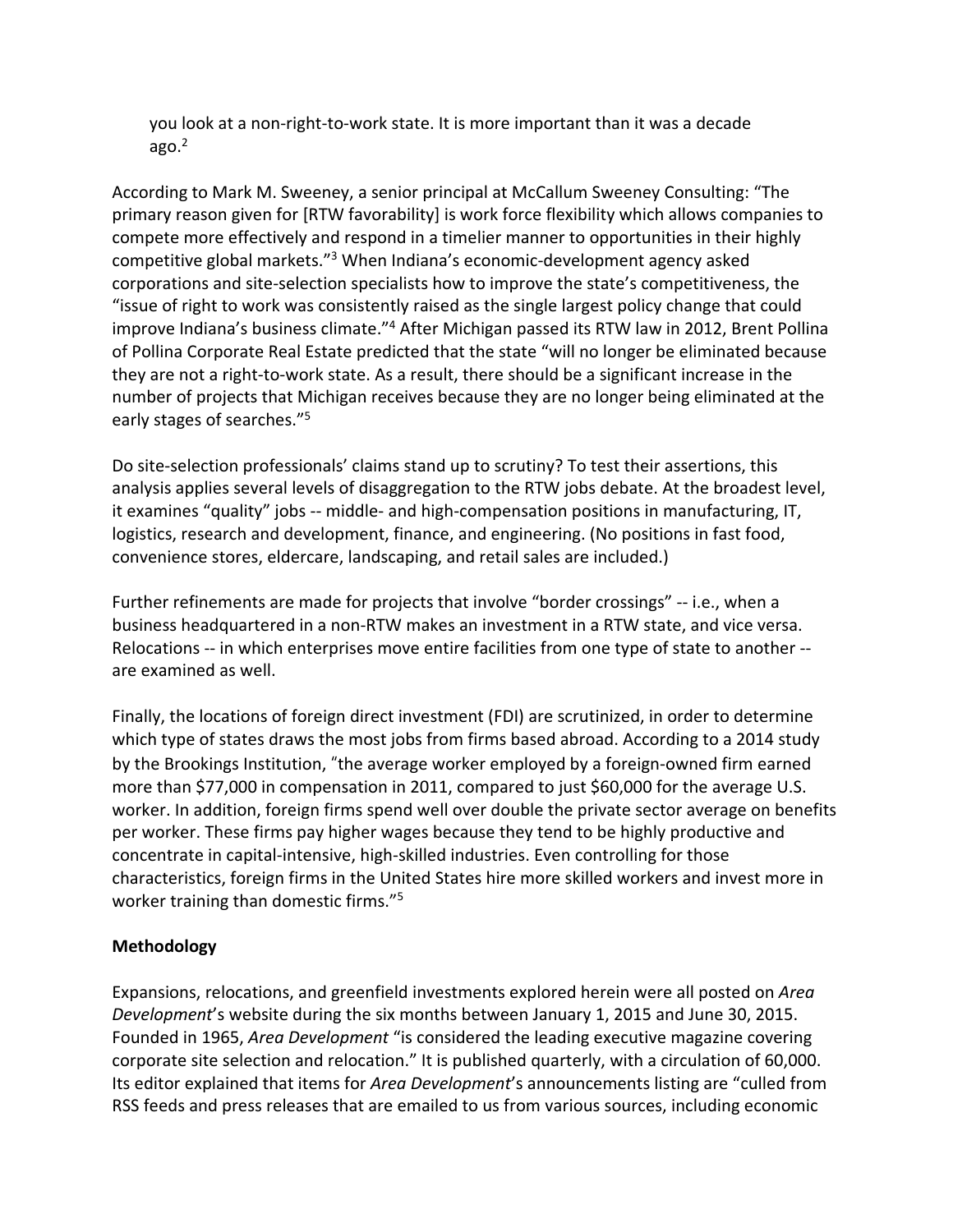you look at a non-right-to-work state. It is more important than it was a decade ago.[2]

According to Mark M. Sweeney, a senior principal at McCallum Sweeney Consulting: "The primary reason given for [RTW favorability] is work force flexibility which allows companies to compete more effectively and respond in a timelier manner to opportunities in their highly competitive global markets."[3] When Indiana's economic-development agency asked corporations and site-selection specialists how to improve the state's competitiveness, the "issue of right to work was consistently raised as the single largest policy change that could improve Indiana's business climate."[4] After Michigan passed its RTW law in 2012, Brent Pollina of Pollina Corporate Real Estate predicted that the state "will no longer be eliminated because they are not a right-to-work state. As a result, there should be a significant increase in the number of projects that Michigan receives because they are no longer being eliminated at the early stages of searches."[5]

Do site-selection professionals' claims stand up to scrutiny? To test their assertions, this analysis applies several levels of disaggregation to the RTW jobs debate. At the broadest level, it examines "quality" jobs -- middle- and high-compensation positions in manufacturing, IT, logistics, research and development, finance, and engineering. (No positions in fast food, convenience stores, eldercare, landscaping, and retail sales are included.)

Further refinements are made for projects that involve "border crossings" -- i.e., when a business headquartered in a non-RTW makes an investment in a RTW state, and vice versa. Relocations -- in which enterprises move entire facilities from one type of state to another -- are examined as well.

Finally, the locations of foreign direct investment (FDI) are scrutinized, in order to determine which type of states draws the most jobs from firms based abroad. According to a 2014 study by the Brookings Institution, "the average worker employed by a foreign-owned firm earned more than $77,000 in compensation in 2011, compared to just $60,000 for the average U.S. worker. In addition, foreign firms spend well over double the private sector average on benefits per worker. These firms pay higher wages because they tend to be highly productive and concentrate in capital-intensive, high-skilled industries. Even controlling for those characteristics, foreign firms in the United States hire more skilled workers and invest more in worker training than domestic firms."[5]

**Methodology**

Expansions, relocations, and greenfield investments explored herein were all posted on *Area Development*'s website during the six months between January 1, 2015 and June 30, 2015. Founded in 1965, *Area Development* "is considered the leading executive magazine covering corporate site selection and relocation." It is published quarterly, with a circulation of 60,000. Its editor explained that items for *Area Development*'s announcements listing are "culled from RSS feeds and press releases that are emailed to us from various sources, including economic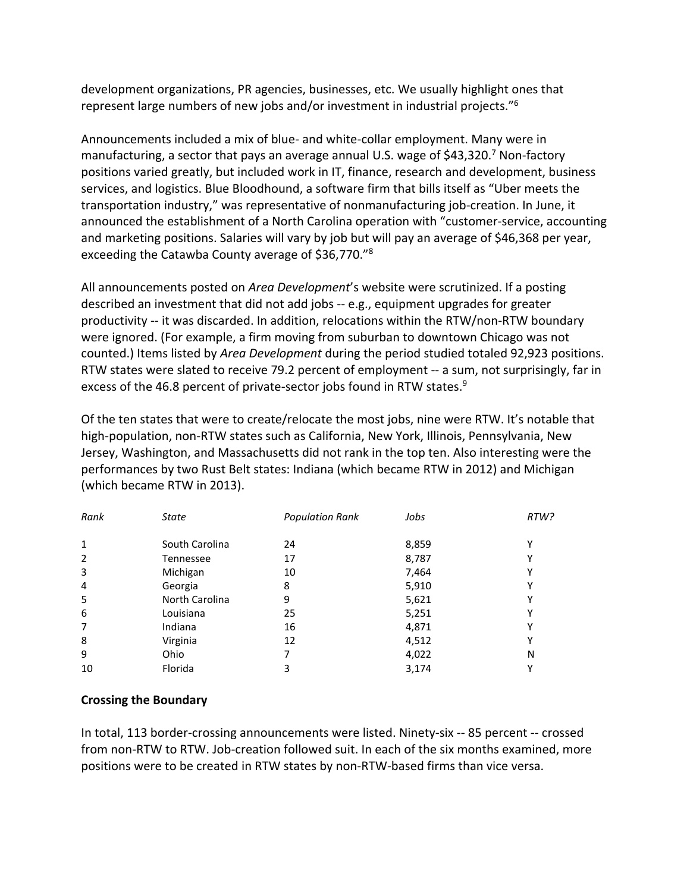development organizations, PR agencies, businesses, etc. We usually highlight ones that represent large numbers of new jobs and/or investment in industrial projects."[6]

Announcements included a mix of blue- and white-collar employment. Many were in manufacturing, a sector that pays an average annual U.S. wage of $43,320.[7] Non-factory positions varied greatly, but included work in IT, finance, research and development, business services, and logistics. Blue Bloodhound, a software firm that bills itself as "Uber meets the transportation industry," was representative of nonmanufacturing job-creation. In June, it announced the establishment of a North Carolina operation with "customer-service, accounting and marketing positions. Salaries will vary by job but will pay an average of $46,368 per year, exceeding the Catawba County average of $36,770."[8]

All announcements posted on *Area Development*'s website were scrutinized. If a posting described an investment that did not add jobs -- e.g., equipment upgrades for greater productivity -- it was discarded. In addition, relocations within the RTW/non-RTW boundary were ignored. (For example, a firm moving from suburban to downtown Chicago was not counted.) Items listed by *Area Development* during the period studied totaled 92,923 positions. RTW states were slated to receive 79.2 percent of employment -- a sum, not surprisingly, far in excess of the 46.8 percent of private-sector jobs found in RTW states.[9]

Of the ten states that were to create/relocate the most jobs, nine were RTW. It's notable that high-population, non-RTW states such as California, New York, Illinois, Pennsylvania, New Jersey, Washington, and Massachusetts did not rank in the top ten. Also interesting were the performances by two Rust Belt states: Indiana (which became RTW in 2012) and Michigan (which became RTW in 2013).

| *Rank* | *State* | *Population Rank* | *Jobs* | *RTW?* |
|---|---|---|---|---|
| 1 | South Carolina | 24 | 8,859 | Y |
| 2 | Tennessee | 17 | 8,787 | Y |
| 3 | Michigan | 10 | 7,464 | Y |
| 4 | Georgia | 8 | 5,910 | Y |
| 5 | North Carolina | 9 | 5,621 | Y |
| 6 | Louisiana | 25 | 5,251 | Y |
| 7 | Indiana | 16 | 4,871 | Y |
| 8 | Virginia | 12 | 4,512 | Y |
| 9 | Ohio | 7 | 4,022 | N |
| 10 | Florida | 3 | 3,174 | Y |

**Crossing the Boundary**

In total, 113 border-crossing announcements were listed. Ninety-six -- 85 percent -- crossed from non-RTW to RTW. Job-creation followed suit. In each of the six months examined, more positions were to be created in RTW states by non-RTW-based firms than vice versa.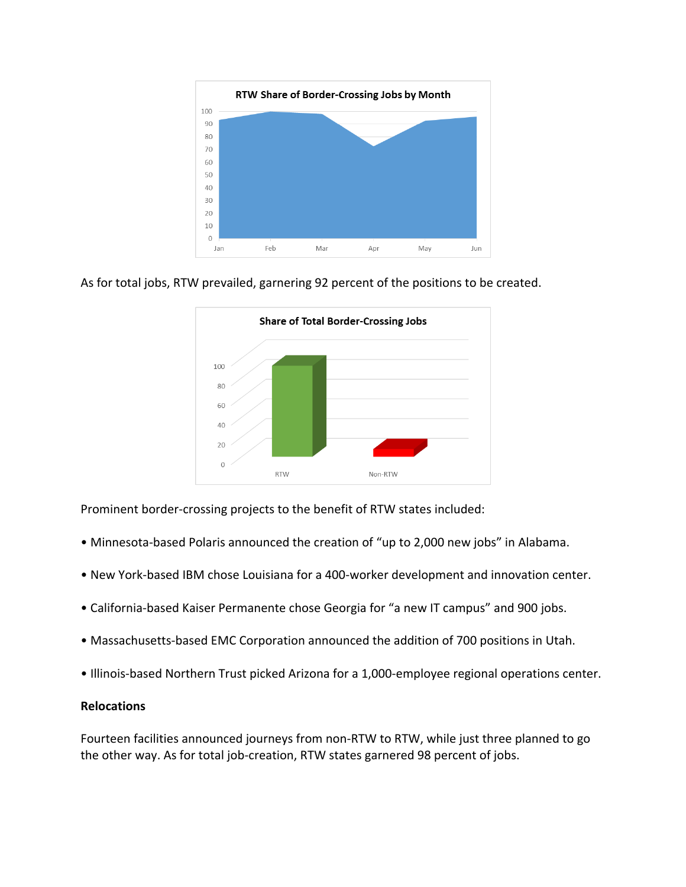RTW Share of Border-Crossing Jobs by Month

As for total jobs, RTW prevailed, garnering 92 percent of the positions to be created.

Share of Total Border-Crossing Jobs

Prominent border-crossing projects to the benefit of RTW states included:

- Minnesota-based Polaris announced the creation of "up to 2,000 new jobs" in Alabama.
- New York-based IBM chose Louisiana for a 400-worker development and innovation center.
- California-based Kaiser Permanente chose Georgia for "a new IT campus" and 900 jobs.
- Massachusetts-based EMC Corporation announced the addition of 700 positions in Utah.
- Illinois-based Northern Trust picked Arizona for a 1,000-employee regional operations center.

**Relocations**

Fourteen facilities announced journeys from non-RTW to RTW, while just three planned to go the other way. As for total job-creation, RTW states garnered 98 percent of jobs.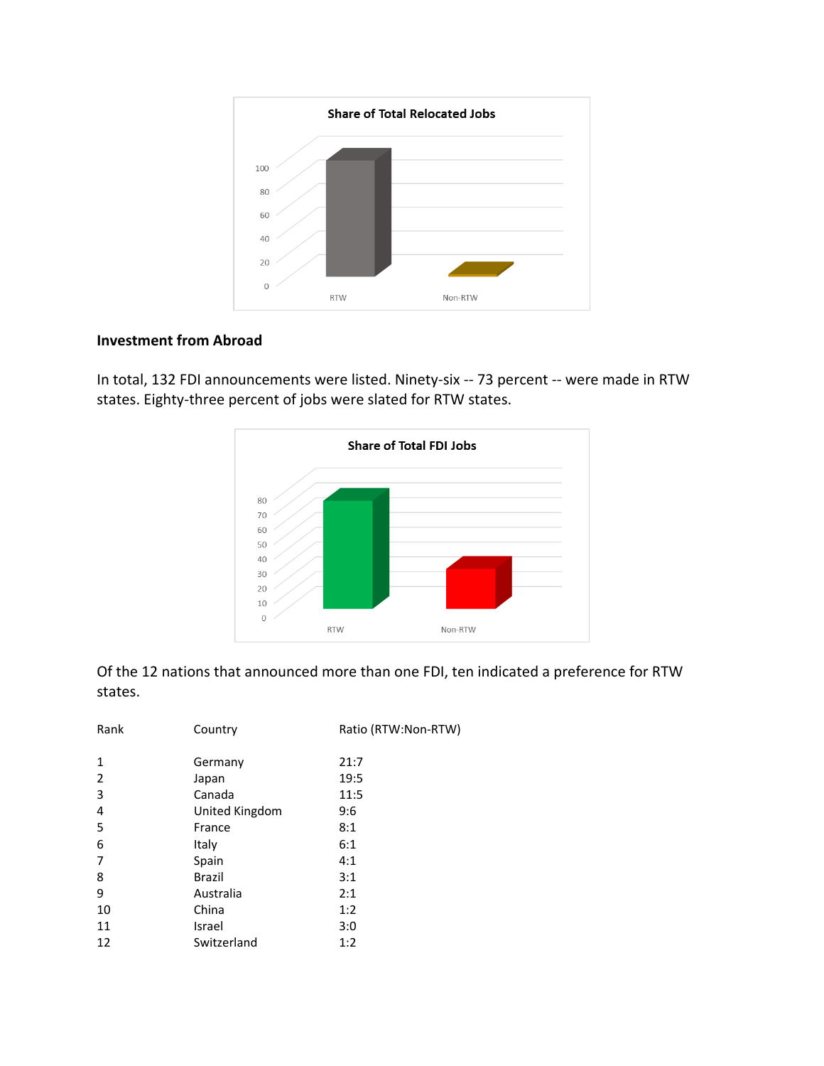Share of Total Relocated Jobs

## Investment from Abroad

In total, 132 FDI announcements were listed. Ninety-six -- 73 percent -- were made in RTW states. Eighty-three percent of jobs were slated for RTW states.

Share of Total FDI Jobs

Of the 12 nations that announced more than one FDI, ten indicated a preference for RTW states.

| Rank | Country | Ratio (RTW:Non-RTW) |
|---|---|---|
| 1 | Germany | 21:7 |
| 2 | Japan | 19:5 |
| 3 | Canada | 11:5 |
| 4 | United Kingdom | 9:6 |
| 5 | France | 8:1 |
| 6 | Italy | 6:1 |
| 7 | Spain | 4:1 |
| 8 | Brazil | 3:1 |
| 9 | Australia | 2:1 |
| 10 | China | 1:2 |
| 11 | Israel | 3:0 |
| 12 | Switzerland | 1:2 |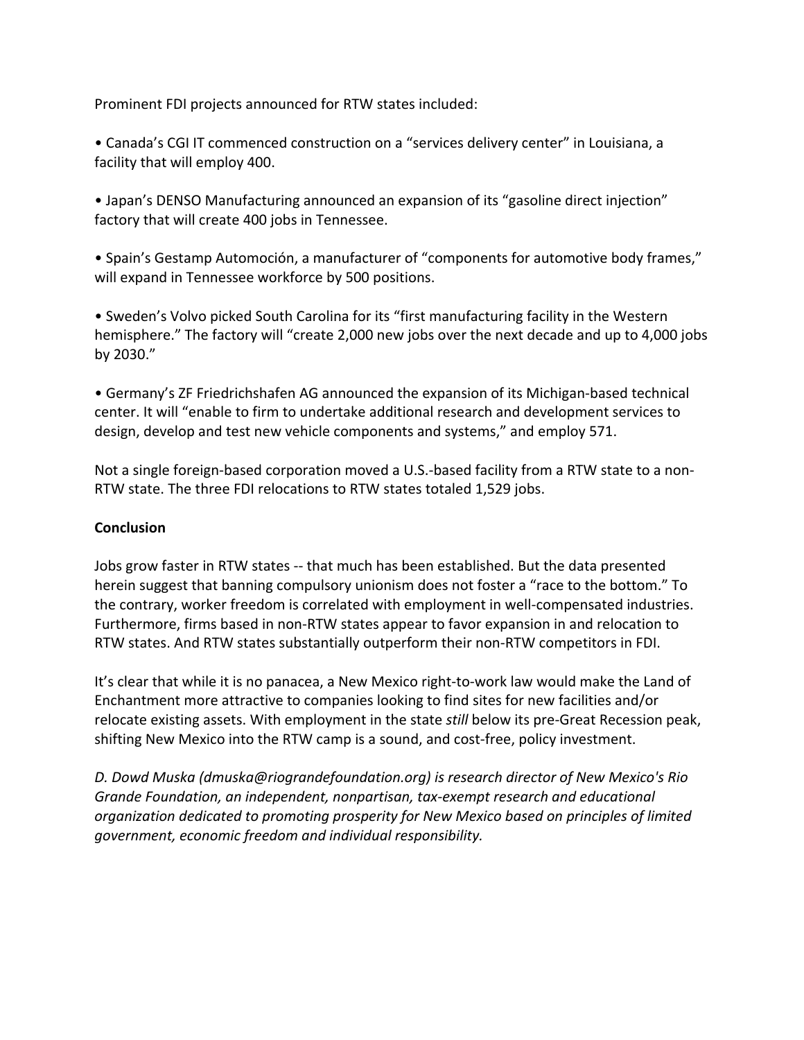Prominent FDI projects announced for RTW states included:

• Canada's CGI IT commenced construction on a "services delivery center" in Louisiana, a facility that will employ 400.

• Japan's DENSO Manufacturing announced an expansion of its "gasoline direct injection" factory that will create 400 jobs in Tennessee.

• Spain's Gestamp Automoción, a manufacturer of "components for automotive body frames," will expand in Tennessee workforce by 500 positions.

• Sweden's Volvo picked South Carolina for its "first manufacturing facility in the Western hemisphere." The factory will "create 2,000 new jobs over the next decade and up to 4,000 jobs by 2030."

• Germany's ZF Friedrichshafen AG announced the expansion of its Michigan-based technical center. It will "enable to firm to undertake additional research and development services to design, develop and test new vehicle components and systems," and employ 571.

Not a single foreign-based corporation moved a U.S.-based facility from a RTW state to a non-RTW state. The three FDI relocations to RTW states totaled 1,529 jobs.

**Conclusion**

Jobs grow faster in RTW states -- that much has been established. But the data presented herein suggest that banning compulsory unionism does not foster a "race to the bottom." To the contrary, worker freedom is correlated with employment in well-compensated industries. Furthermore, firms based in non-RTW states appear to favor expansion in and relocation to RTW states. And RTW states substantially outperform their non-RTW competitors in FDI.

It's clear that while it is no panacea, a New Mexico right-to-work law would make the Land of Enchantment more attractive to companies looking to find sites for new facilities and/or relocate existing assets. With employment in the state *still* below its pre-Great Recession peak, shifting New Mexico into the RTW camp is a sound, and cost-free, policy investment.

*D. Dowd Muska (dmuska@riograndefoundation.org) is research director of New Mexico's Rio Grande Foundation, an independent, nonpartisan, tax-exempt research and educational organization dedicated to promoting prosperity for New Mexico based on principles of limited government, economic freedom and individual responsibility.*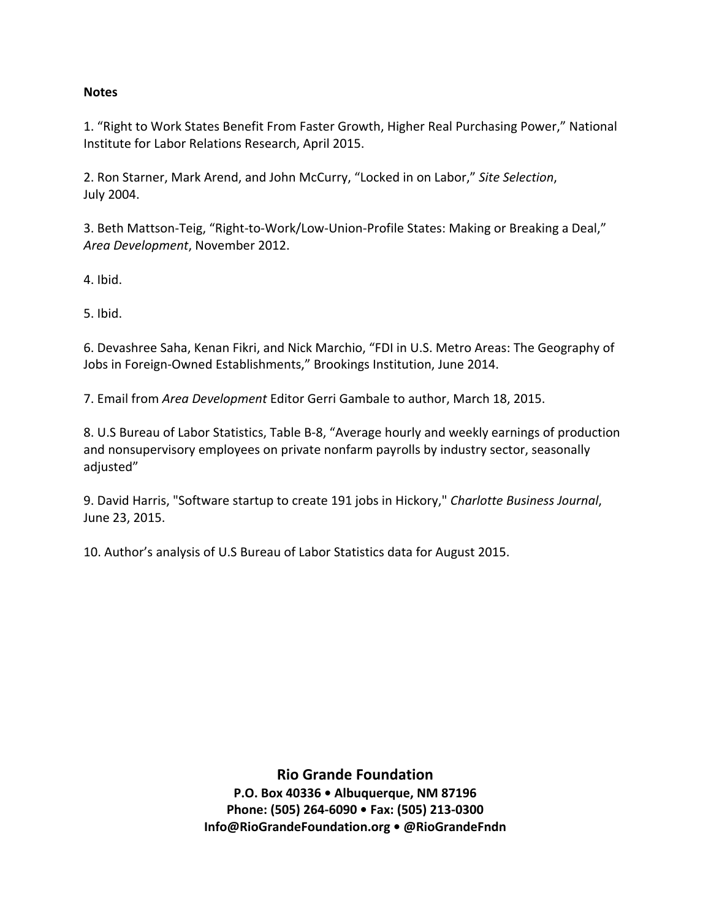**Notes**

1. "Right to Work States Benefit From Faster Growth, Higher Real Purchasing Power," National Institute for Labor Relations Research, April 2015.

2. Ron Starner, Mark Arend, and John McCurry, "Locked in on Labor," *Site Selection*, July 2004.

3. Beth Mattson-Teig, "Right-to-Work/Low-Union-Profile States: Making or Breaking a Deal," *Area Development*, November 2012.

4. Ibid.

5. Ibid.

6. Devashree Saha, Kenan Fikri, and Nick Marchio, "FDI in U.S. Metro Areas: The Geography of Jobs in Foreign-Owned Establishments," Brookings Institution, June 2014.

7. Email from *Area Development* Editor Gerri Gambale to author, March 18, 2015.

8. U.S Bureau of Labor Statistics, Table B-8, "Average hourly and weekly earnings of production and nonsupervisory employees on private nonfarm payrolls by industry sector, seasonally adjusted"

9. David Harris, "Software startup to create 191 jobs in Hickory," *Charlotte Business Journal*, June 23, 2015.

10. Author's analysis of U.S Bureau of Labor Statistics data for August 2015.

**Rio Grande Foundation**
**P.O. Box 40336 • Albuquerque, NM 87196**
**Phone: (505) 264-6090 • Fax: (505) 213-0300**
**Info@RioGrandeFoundation.org • @RioGrandeFndn**